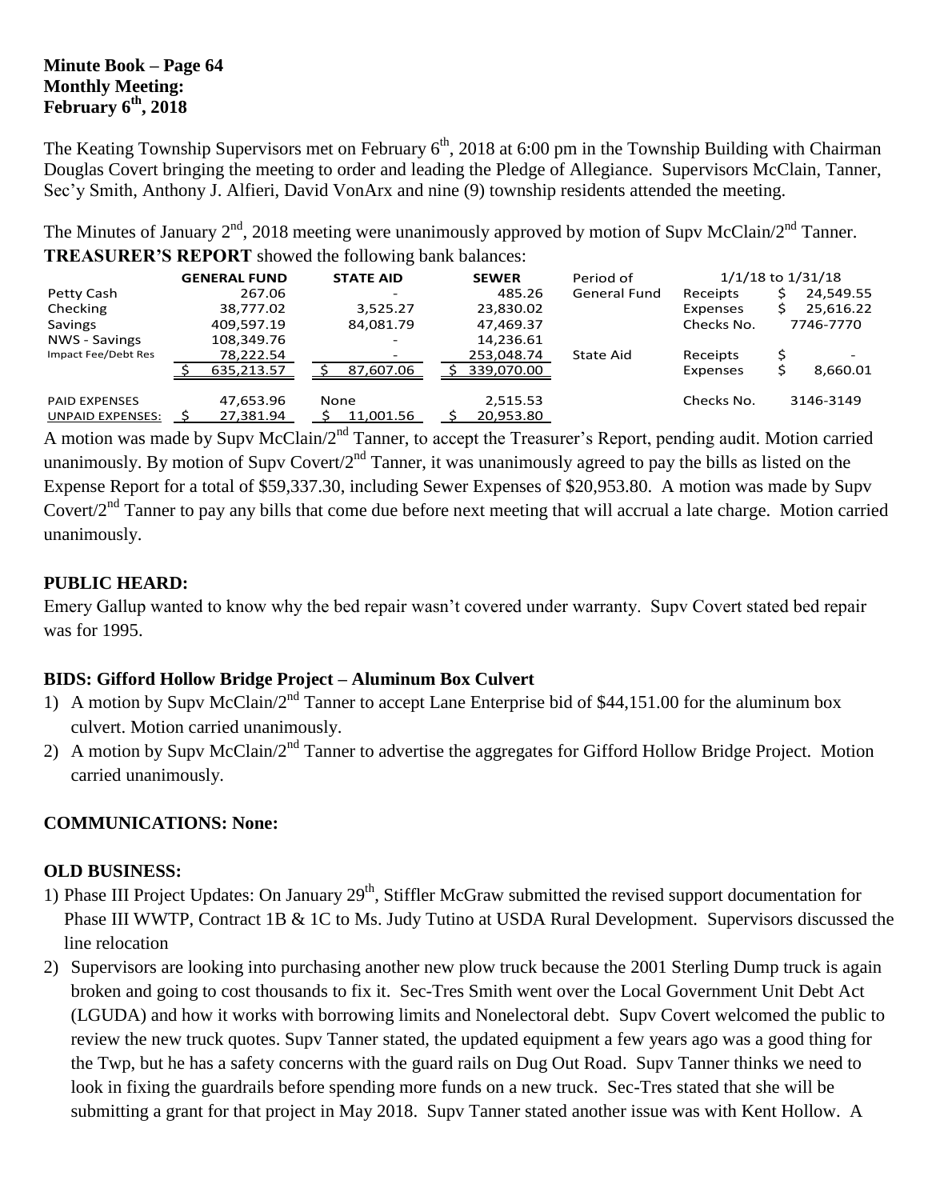**Minute Book – Page 64**
**Monthly Meeting:**
**February 6th, 2018**

The Keating Township Supervisors met on February 6th, 2018 at 6:00 pm in the Township Building with Chairman Douglas Covert bringing the meeting to order and leading the Pledge of Allegiance. Supervisors McClain, Tanner, Sec'y Smith, Anthony J. Alfieri, David VonArx and nine (9) township residents attended the meeting.

The Minutes of January 2nd, 2018 meeting were unanimously approved by motion of Supv McClain/2nd Tanner.

**TREASURER'S REPORT** showed the following bank balances:

| | GENERAL FUND | STATE AID | SEWER | Period of | 1/1/18 to 1/31/18 | |
|---|---|---|---|---|---|---|
| Petty Cash | 267.06 | - | 485.26 | General Fund | Receipts | $ 24,549.55 |
| Checking | 38,777.02 | 3,525.27 | 23,830.02 | | Expenses | $ 25,616.22 |
| Savings | 409,597.19 | 84,081.79 | 47,469.37 | | Checks No. | 7746-7770 |
| NWS - Savings | 108,349.76 | - | 14,236.61 | | | |
| Impact Fee/Debt Res | 78,222.54 | - | 253,048.74 | State Aid | Receipts | $ - |
| | $ 635,213.57 | $ 87,607.06 | $ 339,070.00 | | Expenses | $ 8,660.01 |
| PAID EXPENSES | 47,653.96 | None | 2,515.53 | | Checks No. | 3146-3149 |
| UNPAID EXPENSES: | $ 27,381.94 | $ 11,001.56 | $ 20,953.80 | | | |

A motion was made by Supv McClain/2nd Tanner, to accept the Treasurer's Report, pending audit. Motion carried unanimously. By motion of Supv Covert/2nd Tanner, it was unanimously agreed to pay the bills as listed on the Expense Report for a total of $59,337.30, including Sewer Expenses of $20,953.80. A motion was made by Supv Covert/2nd Tanner to pay any bills that come due before next meeting that will accrual a late charge. Motion carried unanimously.

## PUBLIC HEARD:

Emery Gallup wanted to know why the bed repair wasn't covered under warranty. Supv Covert stated bed repair was for 1995.

## BIDS: Gifford Hollow Bridge Project – Aluminum Box Culvert

1) A motion by Supv McClain/2nd Tanner to accept Lane Enterprise bid of $44,151.00 for the aluminum box culvert. Motion carried unanimously.
2) A motion by Supv McClain/2nd Tanner to advertise the aggregates for Gifford Hollow Bridge Project. Motion carried unanimously.

## COMMUNICATIONS: None:

## OLD BUSINESS:

1) Phase III Project Updates: On January 29th, Stiffler McGraw submitted the revised support documentation for Phase III WWTP, Contract 1B & 1C to Ms. Judy Tutino at USDA Rural Development. Supervisors discussed the line relocation
2) Supervisors are looking into purchasing another new plow truck because the 2001 Sterling Dump truck is again broken and going to cost thousands to fix it. Sec-Tres Smith went over the Local Government Unit Debt Act (LGUDA) and how it works with borrowing limits and Nonelectoral debt. Supv Covert welcomed the public to review the new truck quotes. Supv Tanner stated, the updated equipment a few years ago was a good thing for the Twp, but he has a safety concerns with the guard rails on Dug Out Road. Supv Tanner thinks we need to look in fixing the guardrails before spending more funds on a new truck. Sec-Tres stated that she will be submitting a grant for that project in May 2018. Supv Tanner stated another issue was with Kent Hollow. A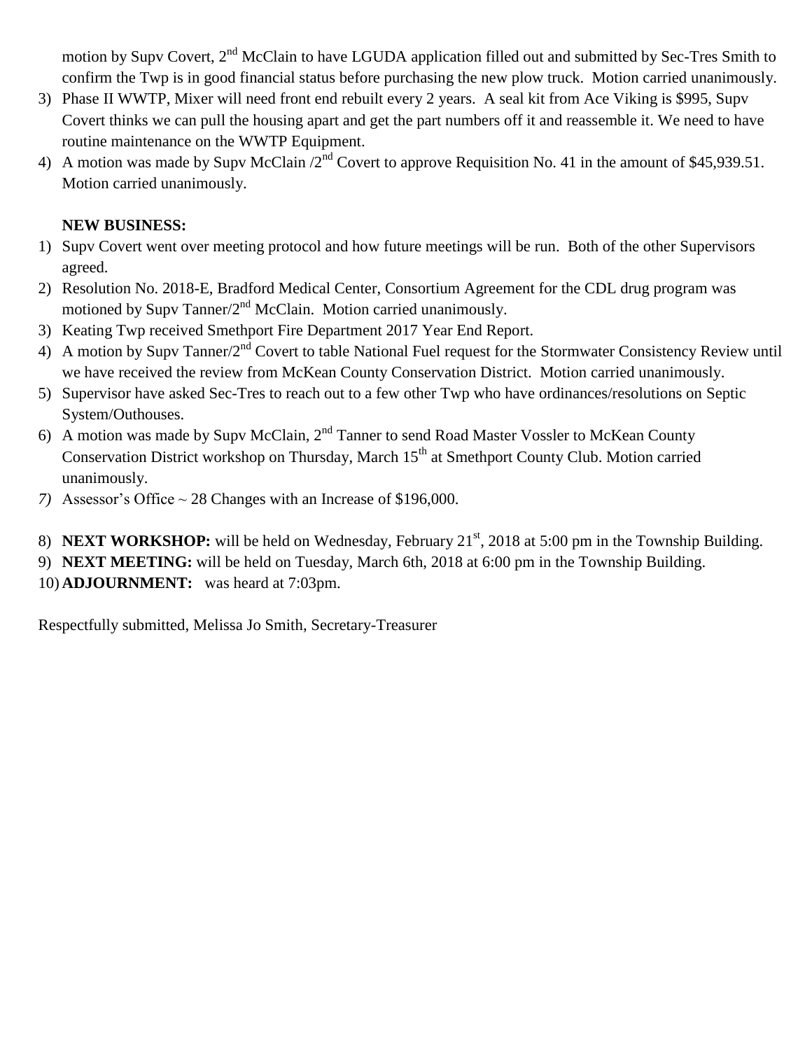motion by Supv Covert, 2nd McClain to have LGUDA application filled out and submitted by Sec-Tres Smith to confirm the Twp is in good financial status before purchasing the new plow truck. Motion carried unanimously.

3) Phase II WWTP, Mixer will need front end rebuilt every 2 years. A seal kit from Ace Viking is $995, Supv Covert thinks we can pull the housing apart and get the part numbers off it and reassemble it. We need to have routine maintenance on the WWTP Equipment.
4) A motion was made by Supv McClain /2nd Covert to approve Requisition No. 41 in the amount of $45,939.51. Motion carried unanimously.

**NEW BUSINESS:**

1) Supv Covert went over meeting protocol and how future meetings will be run. Both of the other Supervisors agreed.
2) Resolution No. 2018-E, Bradford Medical Center, Consortium Agreement for the CDL drug program was motioned by Supv Tanner/2nd McClain. Motion carried unanimously.
3) Keating Twp received Smethport Fire Department 2017 Year End Report.
4) A motion by Supv Tanner/2nd Covert to table National Fuel request for the Stormwater Consistency Review until we have received the review from McKean County Conservation District. Motion carried unanimously.
5) Supervisor have asked Sec-Tres to reach out to a few other Twp who have ordinances/resolutions on Septic System/Outhouses.
6) A motion was made by Supv McClain, 2nd Tanner to send Road Master Vossler to McKean County Conservation District workshop on Thursday, March 15th at Smethport County Club. Motion carried unanimously.
7) Assessor's Office ~ 28 Changes with an Increase of $196,000.

8) **NEXT WORKSHOP:** will be held on Wednesday, February 21st, 2018 at 5:00 pm in the Township Building.
9) **NEXT MEETING:** will be held on Tuesday, March 6th, 2018 at 6:00 pm in the Township Building.
10) **ADJOURNMENT:** was heard at 7:03pm.

Respectfully submitted, Melissa Jo Smith, Secretary-Treasurer